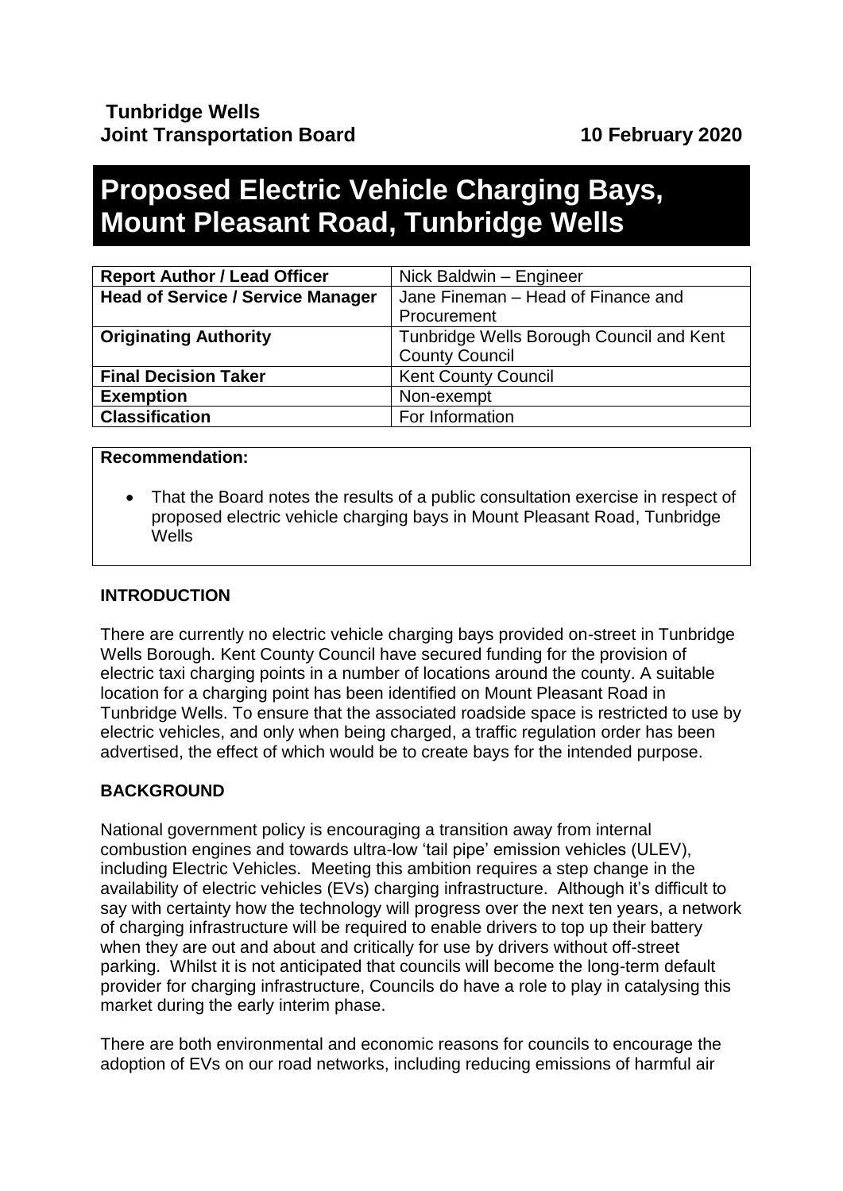**Tunbridge Wells**
**Joint Transportation Board** **10 February 2020**

# Proposed Electric Vehicle Charging Bays, Mount Pleasant Road, Tunbridge Wells

| | |
|---|---|
| **Report Author / Lead Officer** | Nick Baldwin – Engineer |
| **Head of Service / Service Manager** | Jane Fineman – Head of Finance and Procurement |
| **Originating Authority** | Tunbridge Wells Borough Council and Kent County Council |
| **Final Decision Taker** | Kent County Council |
| **Exemption** | Non-exempt |
| **Classification** | For Information |

**Recommendation:**

- That the Board notes the results of a public consultation exercise in respect of proposed electric vehicle charging bays in Mount Pleasant Road, Tunbridge Wells

## INTRODUCTION

There are currently no electric vehicle charging bays provided on-street in Tunbridge Wells Borough. Kent County Council have secured funding for the provision of electric taxi charging points in a number of locations around the county. A suitable location for a charging point has been identified on Mount Pleasant Road in Tunbridge Wells. To ensure that the associated roadside space is restricted to use by electric vehicles, and only when being charged, a traffic regulation order has been advertised, the effect of which would be to create bays for the intended purpose.

## BACKGROUND

National government policy is encouraging a transition away from internal combustion engines and towards ultra-low 'tail pipe' emission vehicles (ULEV), including Electric Vehicles. Meeting this ambition requires a step change in the availability of electric vehicles (EVs) charging infrastructure. Although it's difficult to say with certainty how the technology will progress over the next ten years, a network of charging infrastructure will be required to enable drivers to top up their battery when they are out and about and critically for use by drivers without off-street parking. Whilst it is not anticipated that councils will become the long-term default provider for charging infrastructure, Councils do have a role to play in catalysing this market during the early interim phase.

There are both environmental and economic reasons for councils to encourage the adoption of EVs on our road networks, including reducing emissions of harmful air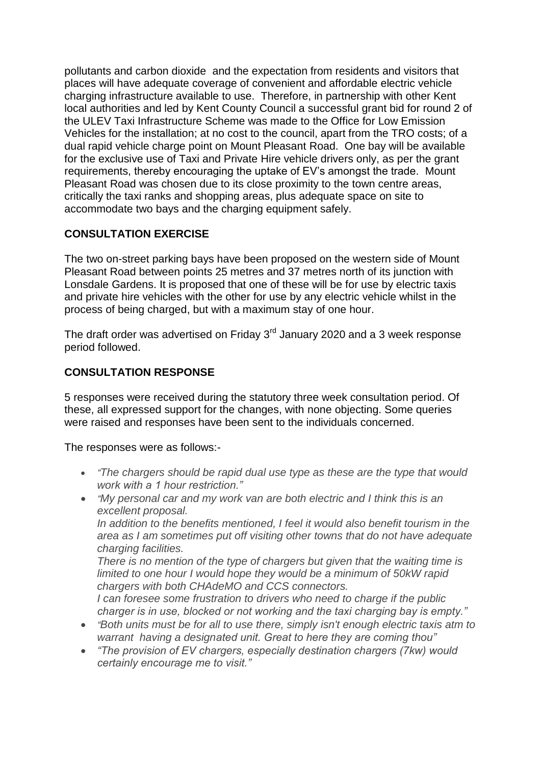pollutants and carbon dioxide  and the expectation from residents and visitors that places will have adequate coverage of convenient and affordable electric vehicle charging infrastructure available to use.  Therefore, in partnership with other Kent local authorities and led by Kent County Council a successful grant bid for round 2 of the ULEV Taxi Infrastructure Scheme was made to the Office for Low Emission Vehicles for the installation; at no cost to the council, apart from the TRO costs; of a dual rapid vehicle charge point on Mount Pleasant Road.  One bay will be available for the exclusive use of Taxi and Private Hire vehicle drivers only, as per the grant requirements, thereby encouraging the uptake of EV's amongst the trade.  Mount Pleasant Road was chosen due to its close proximity to the town centre areas, critically the taxi ranks and shopping areas, plus adequate space on site to accommodate two bays and the charging equipment safely.

## CONSULTATION EXERCISE

The two on-street parking bays have been proposed on the western side of Mount Pleasant Road between points 25 metres and 37 metres north of its junction with Lonsdale Gardens. It is proposed that one of these will be for use by electric taxis and private hire vehicles with the other for use by any electric vehicle whilst in the process of being charged, but with a maximum stay of one hour.

The draft order was advertised on Friday 3rd January 2020 and a 3 week response period followed.

## CONSULTATION RESPONSE

5 responses were received during the statutory three week consultation period. Of these, all expressed support for the changes, with none objecting. Some queries were raised and responses have been sent to the individuals concerned.

The responses were as follows:-

- *"The chargers should be rapid dual use type as these are the type that would work with a 1 hour restriction."*
- *"My personal car and my work van are both electric and I think this is an excellent proposal.*
  *In addition to the benefits mentioned, I feel it would also benefit tourism in the area as I am sometimes put off visiting other towns that do not have adequate charging facilities.*
  *There is no mention of the type of chargers but given that the waiting time is limited to one hour I would hope they would be a minimum of 50kW rapid chargers with both CHAdeMO and CCS connectors.*
  *I can foresee some frustration to drivers who need to charge if the public charger is in use, blocked or not working and the taxi charging bay is empty."*
- *"Both units must be for all to use there, simply isn't enough electric taxis atm to warrant  having a designated unit. Great to here they are coming thou"*
- *"The provision of EV chargers, especially destination chargers (7kw) would certainly encourage me to visit."*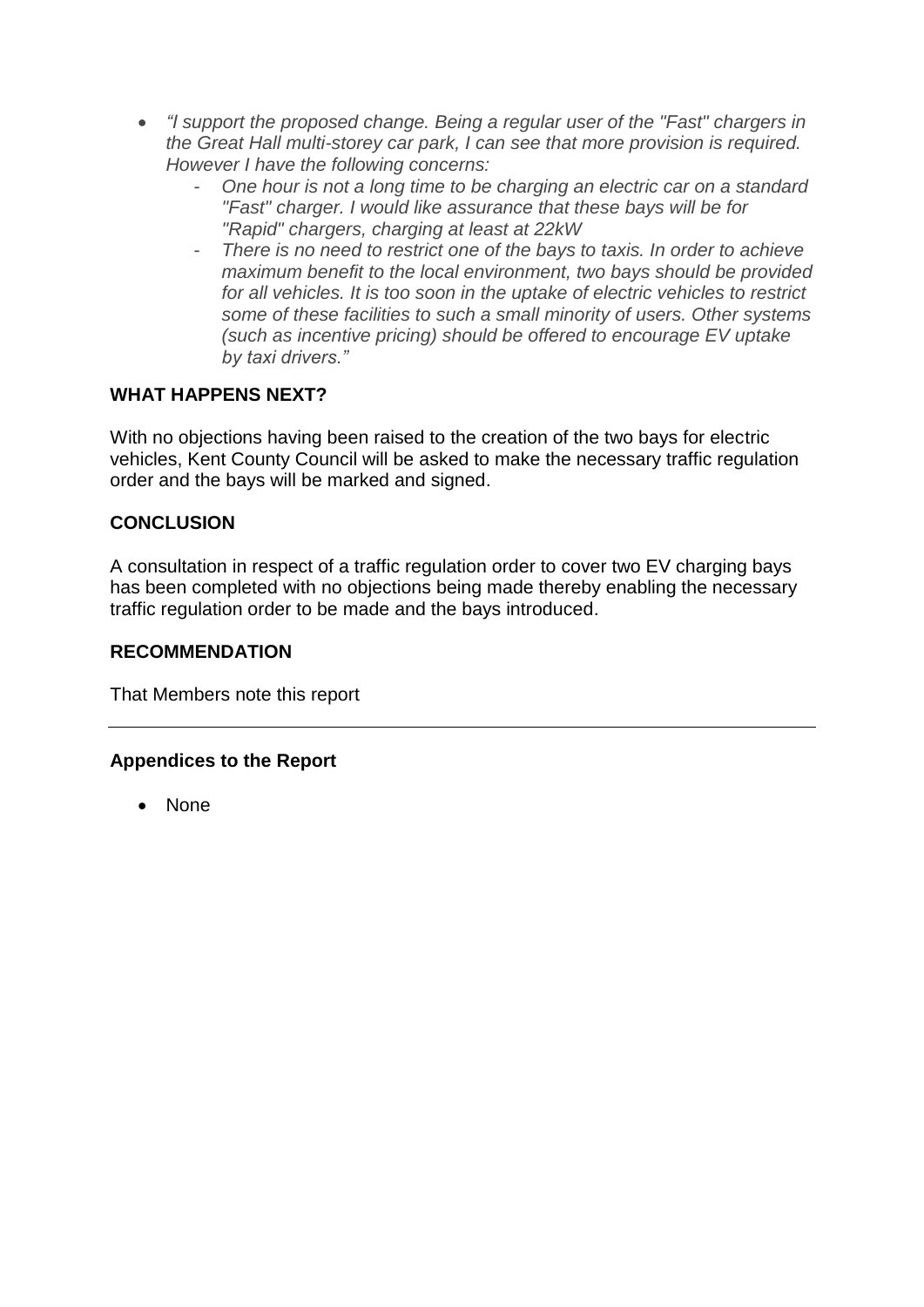- *"I support the proposed change. Being a regular user of the "Fast" chargers in the Great Hall multi-storey car park, I can see that more provision is required. However I have the following concerns:*
  - *One hour is not a long time to be charging an electric car on a standard "Fast" charger. I would like assurance that these bays will be for "Rapid" chargers, charging at least at 22kW*
  - *There is no need to restrict one of the bays to taxis. In order to achieve maximum benefit to the local environment, two bays should be provided for all vehicles. It is too soon in the uptake of electric vehicles to restrict some of these facilities to such a small minority of users. Other systems (such as incentive pricing) should be offered to encourage EV uptake by taxi drivers."*

**WHAT HAPPENS NEXT?**

With no objections having been raised to the creation of the two bays for electric vehicles, Kent County Council will be asked to make the necessary traffic regulation order and the bays will be marked and signed.

**CONCLUSION**

A consultation in respect of a traffic regulation order to cover two EV charging bays has been completed with no objections being made thereby enabling the necessary traffic regulation order to be made and the bays introduced.

**RECOMMENDATION**

That Members note this report

---

**Appendices to the Report**

- None